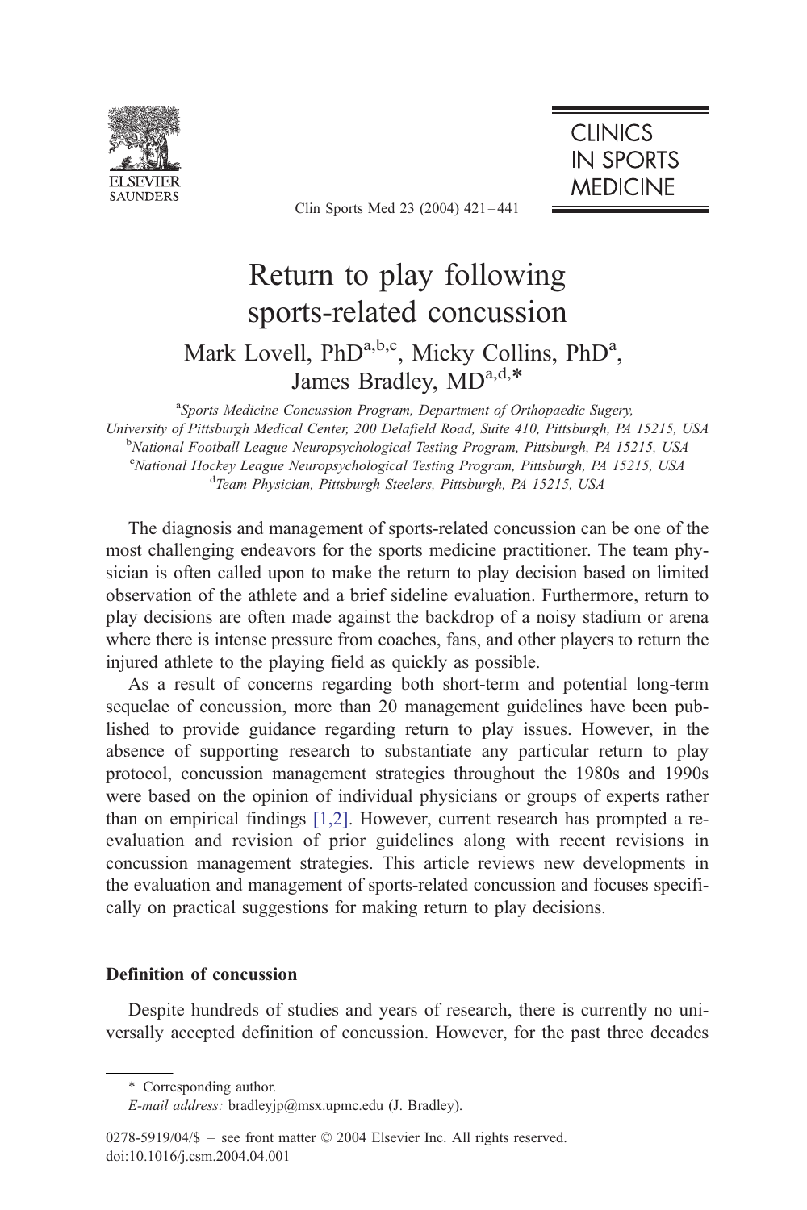# Return to play following sports-related concussion

Mark Lovell, PhD[a,b,c], Micky Collins, PhD[a], James Bradley, MD[a,d,*]

[a]Sports Medicine Concussion Program, Department of Orthopaedic Sugery, University of Pittsburgh Medical Center, 200 Delafield Road, Suite 410, Pittsburgh, PA 15215, USA

[b]National Football League Neuropsychological Testing Program, Pittsburgh, PA 15215, USA

[c]National Hockey League Neuropsychological Testing Program, Pittsburgh, PA 15215, USA

[d]Team Physician, Pittsburgh Steelers, Pittsburgh, PA 15215, USA

The diagnosis and management of sports-related concussion can be one of the most challenging endeavors for the sports medicine practitioner. The team physician is often called upon to make the return to play decision based on limited observation of the athlete and a brief sideline evaluation. Furthermore, return to play decisions are often made against the backdrop of a noisy stadium or arena where there is intense pressure from coaches, fans, and other players to return the injured athlete to the playing field as quickly as possible.

As a result of concerns regarding both short-term and potential long-term sequelae of concussion, more than 20 management guidelines have been published to provide guidance regarding return to play issues. However, in the absence of supporting research to substantiate any particular return to play protocol, concussion management strategies throughout the 1980s and 1990s were based on the opinion of individual physicians or groups of experts rather than on empirical findings [1,2]. However, current research has prompted a re-evaluation and revision of prior guidelines along with recent revisions in concussion management strategies. This article reviews new developments in the evaluation and management of sports-related concussion and focuses specifically on practical suggestions for making return to play decisions.

## Definition of concussion

Despite hundreds of studies and years of research, there is currently no universally accepted definition of concussion. However, for the past three decades

\* Corresponding author.

*E-mail address:* bradleyjp@msx.upmc.edu (J. Bradley).

0278-5919/04/$ – see front matter © 2004 Elsevier Inc. All rights reserved.
doi:10.1016/j.csm.2004.04.001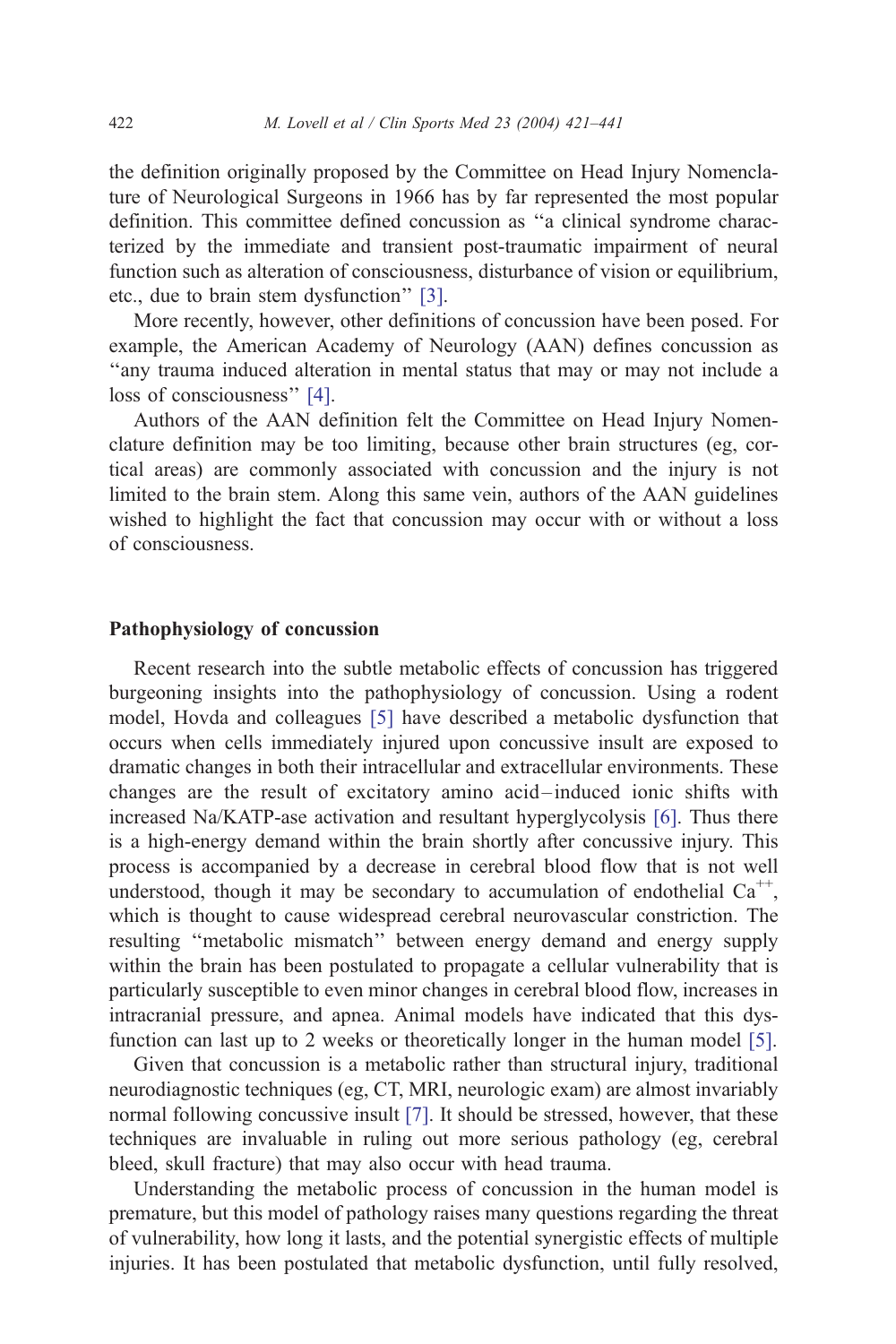the definition originally proposed by the Committee on Head Injury Nomenclature of Neurological Surgeons in 1966 has by far represented the most popular definition. This committee defined concussion as "a clinical syndrome characterized by the immediate and transient post-traumatic impairment of neural function such as alteration of consciousness, disturbance of vision or equilibrium, etc., due to brain stem dysfunction" [3].

More recently, however, other definitions of concussion have been posed. For example, the American Academy of Neurology (AAN) defines concussion as "any trauma induced alteration in mental status that may or may not include a loss of consciousness" [4].

Authors of the AAN definition felt the Committee on Head Injury Nomenclature definition may be too limiting, because other brain structures (eg, cortical areas) are commonly associated with concussion and the injury is not limited to the brain stem. Along this same vein, authors of the AAN guidelines wished to highlight the fact that concussion may occur with or without a loss of consciousness.

## Pathophysiology of concussion

Recent research into the subtle metabolic effects of concussion has triggered burgeoning insights into the pathophysiology of concussion. Using a rodent model, Hovda and colleagues [5] have described a metabolic dysfunction that occurs when cells immediately injured upon concussive insult are exposed to dramatic changes in both their intracellular and extracellular environments. These changes are the result of excitatory amino acid–induced ionic shifts with increased Na/KATP-ase activation and resultant hyperglycolysis [6]. Thus there is a high-energy demand within the brain shortly after concussive injury. This process is accompanied by a decrease in cerebral blood flow that is not well understood, though it may be secondary to accumulation of endothelial $Ca^{++}$, which is thought to cause widespread cerebral neurovascular constriction. The resulting "metabolic mismatch" between energy demand and energy supply within the brain has been postulated to propagate a cellular vulnerability that is particularly susceptible to even minor changes in cerebral blood flow, increases in intracranial pressure, and apnea. Animal models have indicated that this dysfunction can last up to 2 weeks or theoretically longer in the human model [5].

Given that concussion is a metabolic rather than structural injury, traditional neurodiagnostic techniques (eg, CT, MRI, neurologic exam) are almost invariably normal following concussive insult [7]. It should be stressed, however, that these techniques are invaluable in ruling out more serious pathology (eg, cerebral bleed, skull fracture) that may also occur with head trauma.

Understanding the metabolic process of concussion in the human model is premature, but this model of pathology raises many questions regarding the threat of vulnerability, how long it lasts, and the potential synergistic effects of multiple injuries. It has been postulated that metabolic dysfunction, until fully resolved,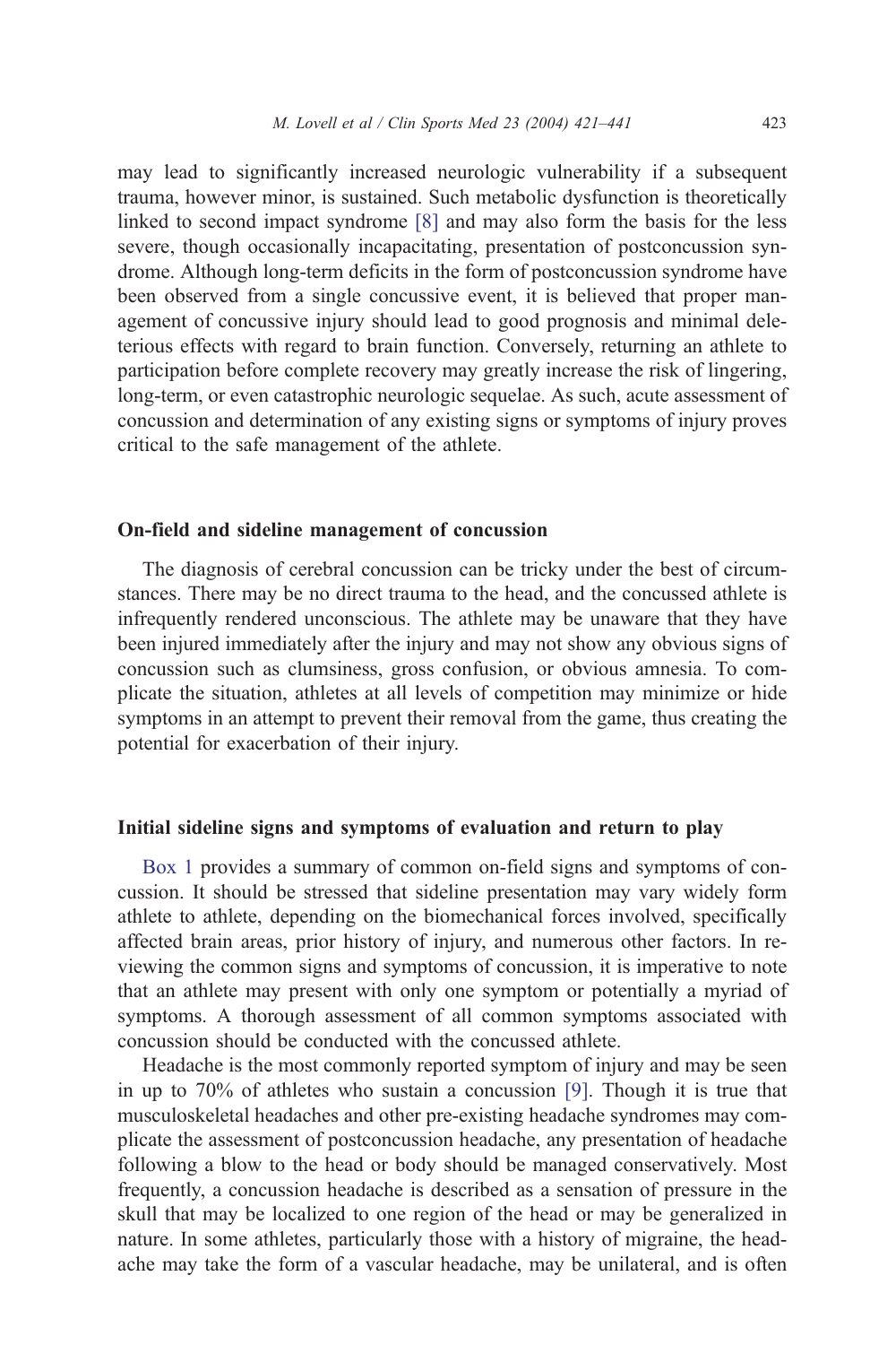may lead to significantly increased neurologic vulnerability if a subsequent trauma, however minor, is sustained. Such metabolic dysfunction is theoretically linked to second impact syndrome [8] and may also form the basis for the less severe, though occasionally incapacitating, presentation of postconcussion syndrome. Although long-term deficits in the form of postconcussion syndrome have been observed from a single concussive event, it is believed that proper management of concussive injury should lead to good prognosis and minimal deleterious effects with regard to brain function. Conversely, returning an athlete to participation before complete recovery may greatly increase the risk of lingering, long-term, or even catastrophic neurologic sequelae. As such, acute assessment of concussion and determination of any existing signs or symptoms of injury proves critical to the safe management of the athlete.

## On-field and sideline management of concussion

The diagnosis of cerebral concussion can be tricky under the best of circumstances. There may be no direct trauma to the head, and the concussed athlete is infrequently rendered unconscious. The athlete may be unaware that they have been injured immediately after the injury and may not show any obvious signs of concussion such as clumsiness, gross confusion, or obvious amnesia. To complicate the situation, athletes at all levels of competition may minimize or hide symptoms in an attempt to prevent their removal from the game, thus creating the potential for exacerbation of their injury.

## Initial sideline signs and symptoms of evaluation and return to play

Box 1 provides a summary of common on-field signs and symptoms of concussion. It should be stressed that sideline presentation may vary widely form athlete to athlete, depending on the biomechanical forces involved, specifically affected brain areas, prior history of injury, and numerous other factors. In reviewing the common signs and symptoms of concussion, it is imperative to note that an athlete may present with only one symptom or potentially a myriad of symptoms. A thorough assessment of all common symptoms associated with concussion should be conducted with the concussed athlete.

Headache is the most commonly reported symptom of injury and may be seen in up to 70% of athletes who sustain a concussion [9]. Though it is true that musculoskeletal headaches and other pre-existing headache syndromes may complicate the assessment of postconcussion headache, any presentation of headache following a blow to the head or body should be managed conservatively. Most frequently, a concussion headache is described as a sensation of pressure in the skull that may be localized to one region of the head or may be generalized in nature. In some athletes, particularly those with a history of migraine, the headache may take the form of a vascular headache, may be unilateral, and is often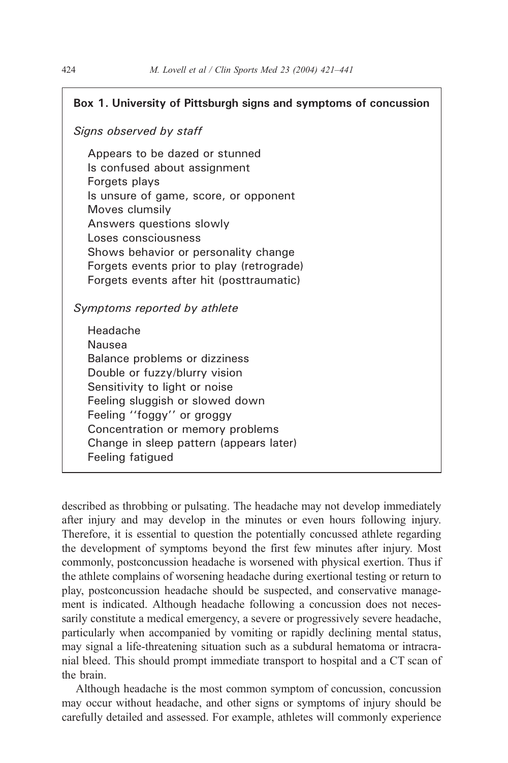**Box 1. University of Pittsburgh signs and symptoms of concussion**

*Signs observed by staff*

Appears to be dazed or stunned
Is confused about assignment
Forgets plays
Is unsure of game, score, or opponent
Moves clumsily
Answers questions slowly
Loses consciousness
Shows behavior or personality change
Forgets events prior to play (retrograde)
Forgets events after hit (posttraumatic)

*Symptoms reported by athlete*

Headache
Nausea
Balance problems or dizziness
Double or fuzzy/blurry vision
Sensitivity to light or noise
Feeling sluggish or slowed down
Feeling ''foggy'' or groggy
Concentration or memory problems
Change in sleep pattern (appears later)
Feeling fatigued

described as throbbing or pulsating. The headache may not develop immediately after injury and may develop in the minutes or even hours following injury. Therefore, it is essential to question the potentially concussed athlete regarding the development of symptoms beyond the first few minutes after injury. Most commonly, postconcussion headache is worsened with physical exertion. Thus if the athlete complains of worsening headache during exertional testing or return to play, postconcussion headache should be suspected, and conservative management is indicated. Although headache following a concussion does not necessarily constitute a medical emergency, a severe or progressively severe headache, particularly when accompanied by vomiting or rapidly declining mental status, may signal a life-threatening situation such as a subdural hematoma or intracranial bleed. This should prompt immediate transport to hospital and a CT scan of the brain.

Although headache is the most common symptom of concussion, concussion may occur without headache, and other signs or symptoms of injury should be carefully detailed and assessed. For example, athletes will commonly experience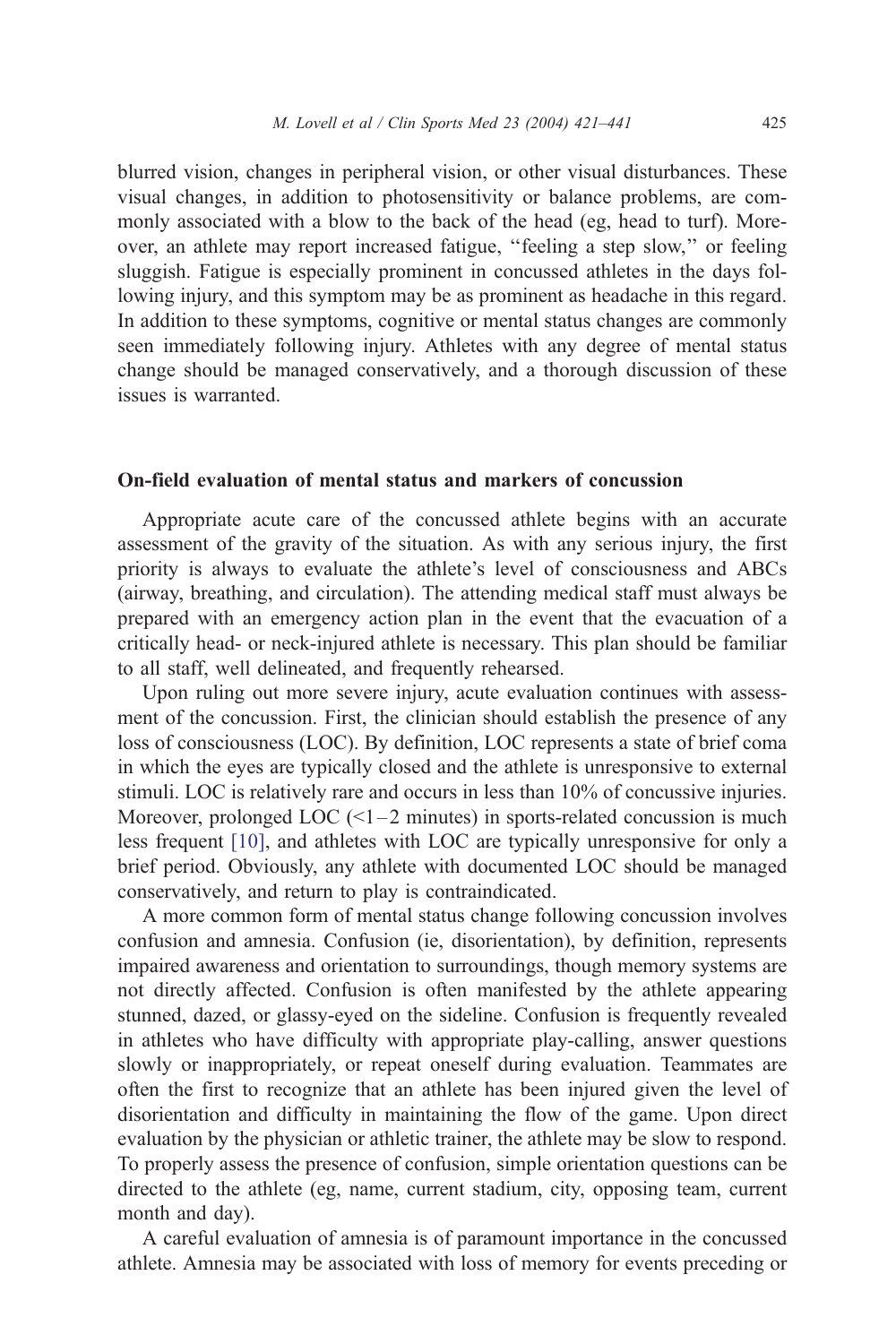blurred vision, changes in peripheral vision, or other visual disturbances. These visual changes, in addition to photosensitivity or balance problems, are commonly associated with a blow to the back of the head (eg, head to turf). Moreover, an athlete may report increased fatigue, "feeling a step slow," or feeling sluggish. Fatigue is especially prominent in concussed athletes in the days following injury, and this symptom may be as prominent as headache in this regard. In addition to these symptoms, cognitive or mental status changes are commonly seen immediately following injury. Athletes with any degree of mental status change should be managed conservatively, and a thorough discussion of these issues is warranted.

## On-field evaluation of mental status and markers of concussion

Appropriate acute care of the concussed athlete begins with an accurate assessment of the gravity of the situation. As with any serious injury, the first priority is always to evaluate the athlete's level of consciousness and ABCs (airway, breathing, and circulation). The attending medical staff must always be prepared with an emergency action plan in the event that the evacuation of a critically head- or neck-injured athlete is necessary. This plan should be familiar to all staff, well delineated, and frequently rehearsed.

Upon ruling out more severe injury, acute evaluation continues with assessment of the concussion. First, the clinician should establish the presence of any loss of consciousness (LOC). By definition, LOC represents a state of brief coma in which the eyes are typically closed and the athlete is unresponsive to external stimuli. LOC is relatively rare and occurs in less than 10% of concussive injuries. Moreover, prolonged LOC (<1–2 minutes) in sports-related concussion is much less frequent [10], and athletes with LOC are typically unresponsive for only a brief period. Obviously, any athlete with documented LOC should be managed conservatively, and return to play is contraindicated.

A more common form of mental status change following concussion involves confusion and amnesia. Confusion (ie, disorientation), by definition, represents impaired awareness and orientation to surroundings, though memory systems are not directly affected. Confusion is often manifested by the athlete appearing stunned, dazed, or glassy-eyed on the sideline. Confusion is frequently revealed in athletes who have difficulty with appropriate play-calling, answer questions slowly or inappropriately, or repeat oneself during evaluation. Teammates are often the first to recognize that an athlete has been injured given the level of disorientation and difficulty in maintaining the flow of the game. Upon direct evaluation by the physician or athletic trainer, the athlete may be slow to respond. To properly assess the presence of confusion, simple orientation questions can be directed to the athlete (eg, name, current stadium, city, opposing team, current month and day).

A careful evaluation of amnesia is of paramount importance in the concussed athlete. Amnesia may be associated with loss of memory for events preceding or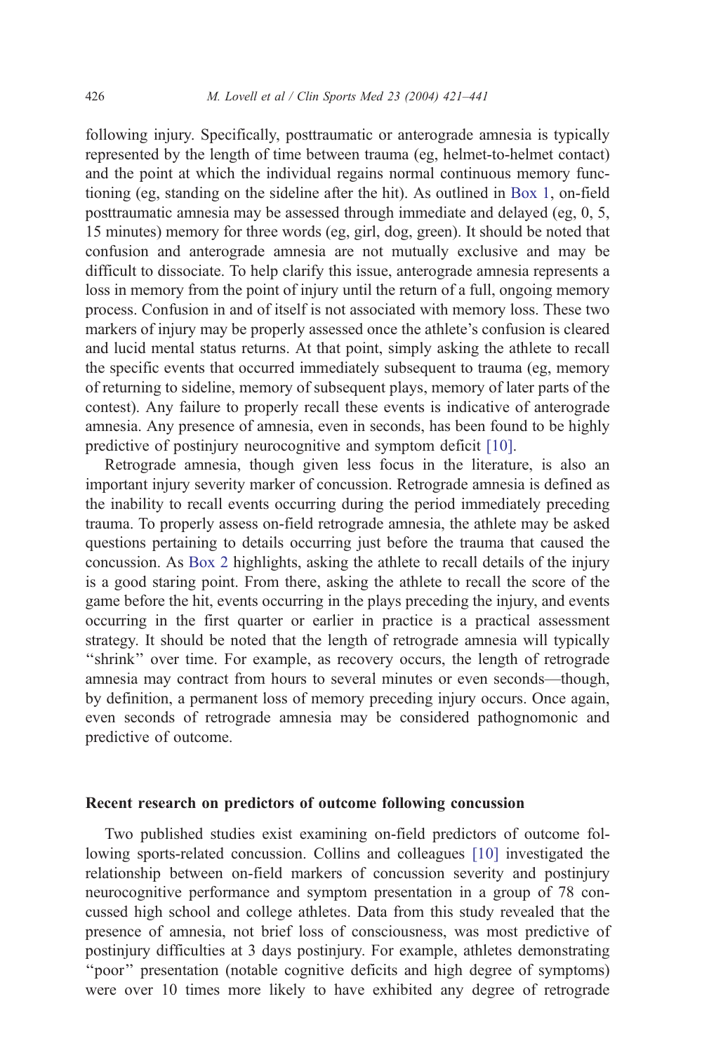following injury. Specifically, posttraumatic or anterograde amnesia is typically represented by the length of time between trauma (eg, helmet-to-helmet contact) and the point at which the individual regains normal continuous memory functioning (eg, standing on the sideline after the hit). As outlined in Box 1, on-field posttraumatic amnesia may be assessed through immediate and delayed (eg, 0, 5, 15 minutes) memory for three words (eg, girl, dog, green). It should be noted that confusion and anterograde amnesia are not mutually exclusive and may be difficult to dissociate. To help clarify this issue, anterograde amnesia represents a loss in memory from the point of injury until the return of a full, ongoing memory process. Confusion in and of itself is not associated with memory loss. These two markers of injury may be properly assessed once the athlete's confusion is cleared and lucid mental status returns. At that point, simply asking the athlete to recall the specific events that occurred immediately subsequent to trauma (eg, memory of returning to sideline, memory of subsequent plays, memory of later parts of the contest). Any failure to properly recall these events is indicative of anterograde amnesia. Any presence of amnesia, even in seconds, has been found to be highly predictive of postinjury neurocognitive and symptom deficit [10].

Retrograde amnesia, though given less focus in the literature, is also an important injury severity marker of concussion. Retrograde amnesia is defined as the inability to recall events occurring during the period immediately preceding trauma. To properly assess on-field retrograde amnesia, the athlete may be asked questions pertaining to details occurring just before the trauma that caused the concussion. As Box 2 highlights, asking the athlete to recall details of the injury is a good staring point. From there, asking the athlete to recall the score of the game before the hit, events occurring in the plays preceding the injury, and events occurring in the first quarter or earlier in practice is a practical assessment strategy. It should be noted that the length of retrograde amnesia will typically "shrink" over time. For example, as recovery occurs, the length of retrograde amnesia may contract from hours to several minutes or even seconds—though, by definition, a permanent loss of memory preceding injury occurs. Once again, even seconds of retrograde amnesia may be considered pathognomonic and predictive of outcome.

## Recent research on predictors of outcome following concussion

Two published studies exist examining on-field predictors of outcome following sports-related concussion. Collins and colleagues [10] investigated the relationship between on-field markers of concussion severity and postinjury neurocognitive performance and symptom presentation in a group of 78 concussed high school and college athletes. Data from this study revealed that the presence of amnesia, not brief loss of consciousness, was most predictive of postinjury difficulties at 3 days postinjury. For example, athletes demonstrating "poor" presentation (notable cognitive deficits and high degree of symptoms) were over 10 times more likely to have exhibited any degree of retrograde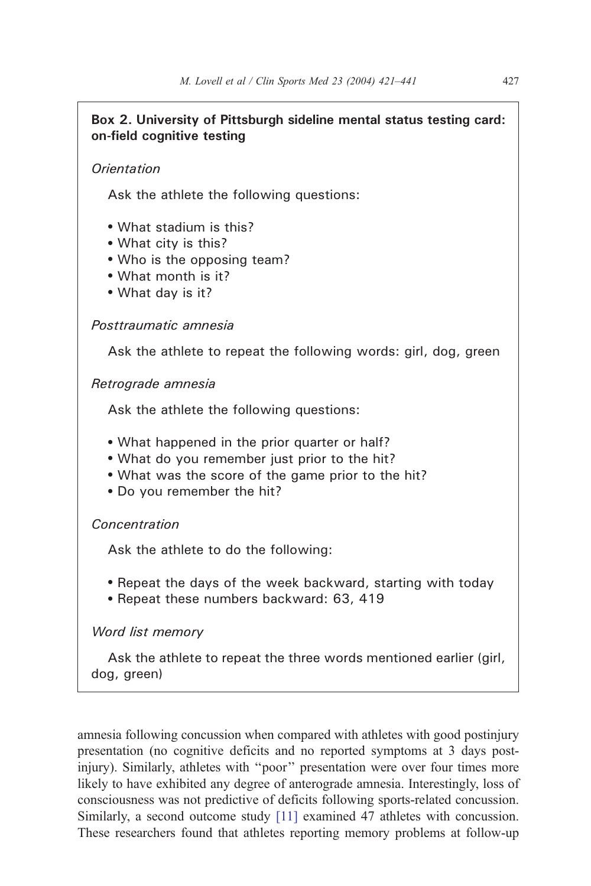**Box 2. University of Pittsburgh sideline mental status testing card: on-field cognitive testing**

*Orientation*

Ask the athlete the following questions:

- What stadium is this?
- What city is this?
- Who is the opposing team?
- What month is it?
- What day is it?

*Posttraumatic amnesia*

Ask the athlete to repeat the following words: girl, dog, green

*Retrograde amnesia*

Ask the athlete the following questions:

- What happened in the prior quarter or half?
- What do you remember just prior to the hit?
- What was the score of the game prior to the hit?
- Do you remember the hit?

*Concentration*

Ask the athlete to do the following:

- Repeat the days of the week backward, starting with today
- Repeat these numbers backward: 63, 419

*Word list memory*

Ask the athlete to repeat the three words mentioned earlier (girl, dog, green)

amnesia following concussion when compared with athletes with good postinjury presentation (no cognitive deficits and no reported symptoms at 3 days post-injury). Similarly, athletes with "poor" presentation were over four times more likely to have exhibited any degree of anterograde amnesia. Interestingly, loss of consciousness was not predictive of deficits following sports-related concussion. Similarly, a second outcome study [11] examined 47 athletes with concussion. These researchers found that athletes reporting memory problems at follow-up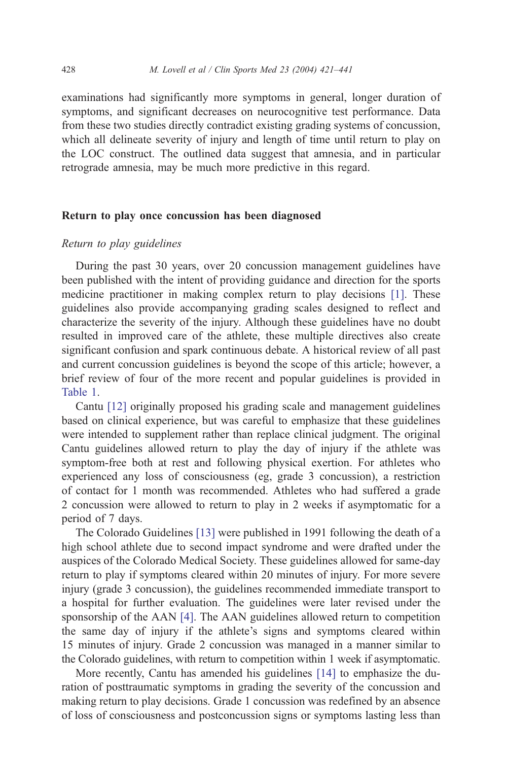examinations had significantly more symptoms in general, longer duration of symptoms, and significant decreases on neurocognitive test performance. Data from these two studies directly contradict existing grading systems of concussion, which all delineate severity of injury and length of time until return to play on the LOC construct. The outlined data suggest that amnesia, and in particular retrograde amnesia, may be much more predictive in this regard.

## Return to play once concussion has been diagnosed

### *Return to play guidelines*

During the past 30 years, over 20 concussion management guidelines have been published with the intent of providing guidance and direction for the sports medicine practitioner in making complex return to play decisions [1]. These guidelines also provide accompanying grading scales designed to reflect and characterize the severity of the injury. Although these guidelines have no doubt resulted in improved care of the athlete, these multiple directives also create significant confusion and spark continuous debate. A historical review of all past and current concussion guidelines is beyond the scope of this article; however, a brief review of four of the more recent and popular guidelines is provided in Table 1.

Cantu [12] originally proposed his grading scale and management guidelines based on clinical experience, but was careful to emphasize that these guidelines were intended to supplement rather than replace clinical judgment. The original Cantu guidelines allowed return to play the day of injury if the athlete was symptom-free both at rest and following physical exertion. For athletes who experienced any loss of consciousness (eg, grade 3 concussion), a restriction of contact for 1 month was recommended. Athletes who had suffered a grade 2 concussion were allowed to return to play in 2 weeks if asymptomatic for a period of 7 days.

The Colorado Guidelines [13] were published in 1991 following the death of a high school athlete due to second impact syndrome and were drafted under the auspices of the Colorado Medical Society. These guidelines allowed for same-day return to play if symptoms cleared within 20 minutes of injury. For more severe injury (grade 3 concussion), the guidelines recommended immediate transport to a hospital for further evaluation. The guidelines were later revised under the sponsorship of the AAN [4]. The AAN guidelines allowed return to competition the same day of injury if the athlete's signs and symptoms cleared within 15 minutes of injury. Grade 2 concussion was managed in a manner similar to the Colorado guidelines, with return to competition within 1 week if asymptomatic.

More recently, Cantu has amended his guidelines [14] to emphasize the duration of posttraumatic symptoms in grading the severity of the concussion and making return to play decisions. Grade 1 concussion was redefined by an absence of loss of consciousness and postconcussion signs or symptoms lasting less than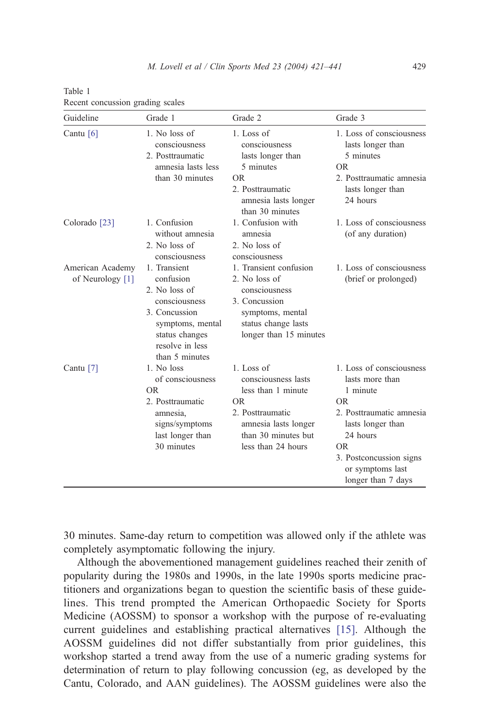Table 1
Recent concussion grading scales

| Guideline | Grade 1 | Grade 2 | Grade 3 |
|---|---|---|---|
| Cantu [6] | 1. No loss of consciousness<br>2. Posttraumatic amnesia lasts less than 30 minutes | 1. Loss of consciousness lasts longer than 5 minutes<br>OR<br>2. Posttraumatic amnesia lasts longer than 30 minutes | 1. Loss of consciousness lasts longer than 5 minutes<br>OR<br>2. Posttraumatic amnesia lasts longer than 24 hours |
| Colorado [23] | 1. Confusion without amnesia<br>2. No loss of consciousness | 1. Confusion with amnesia<br>2. No loss of consciousness | 1. Loss of consciousness (of any duration) |
| American Academy of Neurology [1] | 1. Transient confusion<br>2. No loss of consciousness<br>3. Concussion symptoms, mental status changes resolve in less than 5 minutes | 1. Transient confusion<br>2. No loss of consciousness<br>3. Concussion symptoms, mental status change lasts longer than 15 minutes | 1. Loss of consciousness (brief or prolonged) |
| Cantu [7] | 1. No loss of consciousness<br>OR<br>2. Posttraumatic amnesia, signs/symptoms last longer than 30 minutes | 1. Loss of consciousness lasts less than 1 minute<br>OR<br>2. Posttraumatic amnesia lasts longer than 30 minutes but less than 24 hours | 1. Loss of consciousness lasts more than 1 minute<br>OR<br>2. Posttraumatic amnesia lasts longer than 24 hours<br>OR<br>3. Postconcussion signs or symptoms last longer than 7 days |

30 minutes. Same-day return to competition was allowed only if the athlete was completely asymptomatic following the injury.

Although the abovementioned management guidelines reached their zenith of popularity during the 1980s and 1990s, in the late 1990s sports medicine practitioners and organizations began to question the scientific basis of these guidelines. This trend prompted the American Orthopaedic Society for Sports Medicine (AOSSM) to sponsor a workshop with the purpose of re-evaluating current guidelines and establishing practical alternatives [15]. Although the AOSSM guidelines did not differ substantially from prior guidelines, this workshop started a trend away from the use of a numeric grading systems for determination of return to play following concussion (eg, as developed by the Cantu, Colorado, and AAN guidelines). The AOSSM guidelines were also the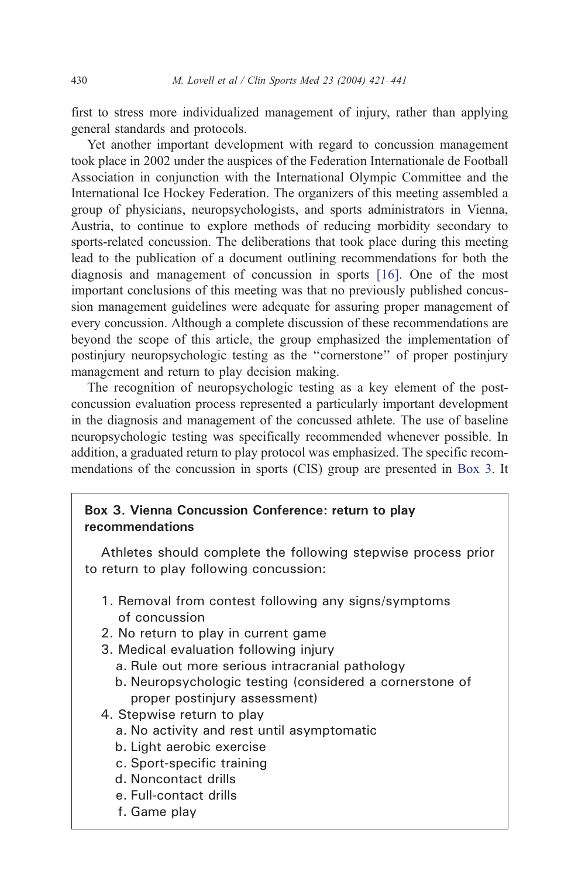first to stress more individualized management of injury, rather than applying general standards and protocols.

Yet another important development with regard to concussion management took place in 2002 under the auspices of the Federation Internationale de Football Association in conjunction with the International Olympic Committee and the International Ice Hockey Federation. The organizers of this meeting assembled a group of physicians, neuropsychologists, and sports administrators in Vienna, Austria, to continue to explore methods of reducing morbidity secondary to sports-related concussion. The deliberations that took place during this meeting lead to the publication of a document outlining recommendations for both the diagnosis and management of concussion in sports [16]. One of the most important conclusions of this meeting was that no previously published concussion management guidelines were adequate for assuring proper management of every concussion. Although a complete discussion of these recommendations are beyond the scope of this article, the group emphasized the implementation of postinjury neuropsychologic testing as the "cornerstone" of proper postinjury management and return to play decision making.

The recognition of neuropsychologic testing as a key element of the post-concussion evaluation process represented a particularly important development in the diagnosis and management of the concussed athlete. The use of baseline neuropsychologic testing was specifically recommended whenever possible. In addition, a graduated return to play protocol was emphasized. The specific recommendations of the concussion in sports (CIS) group are presented in Box 3. It

**Box 3. Vienna Concussion Conference: return to play recommendations**

Athletes should complete the following stepwise process prior to return to play following concussion:

1. Removal from contest following any signs/symptoms of concussion
2. No return to play in current game
3. Medical evaluation following injury
   a. Rule out more serious intracranial pathology
   b. Neuropsychologic testing (considered a cornerstone of proper postinjury assessment)
4. Stepwise return to play
   a. No activity and rest until asymptomatic
   b. Light aerobic exercise
   c. Sport-specific training
   d. Noncontact drills
   e. Full-contact drills
   f. Game play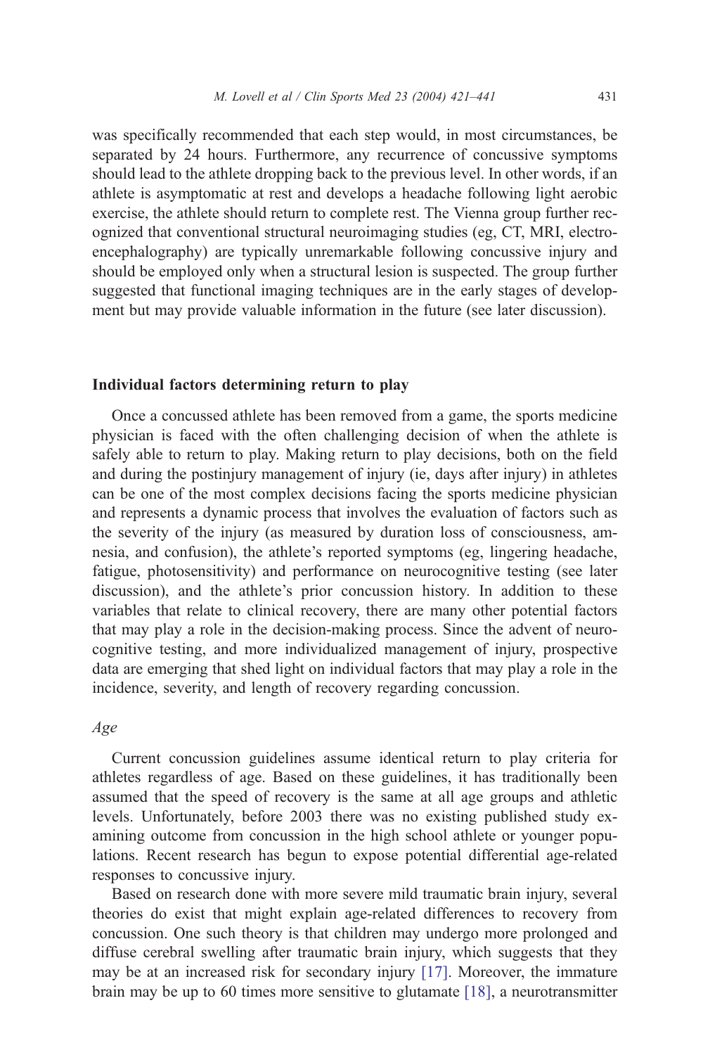was specifically recommended that each step would, in most circumstances, be separated by 24 hours. Furthermore, any recurrence of concussive symptoms should lead to the athlete dropping back to the previous level. In other words, if an athlete is asymptomatic at rest and develops a headache following light aerobic exercise, the athlete should return to complete rest. The Vienna group further recognized that conventional structural neuroimaging studies (eg, CT, MRI, electroencephalography) are typically unremarkable following concussive injury and should be employed only when a structural lesion is suspected. The group further suggested that functional imaging techniques are in the early stages of development but may provide valuable information in the future (see later discussion).

## Individual factors determining return to play

Once a concussed athlete has been removed from a game, the sports medicine physician is faced with the often challenging decision of when the athlete is safely able to return to play. Making return to play decisions, both on the field and during the postinjury management of injury (ie, days after injury) in athletes can be one of the most complex decisions facing the sports medicine physician and represents a dynamic process that involves the evaluation of factors such as the severity of the injury (as measured by duration loss of consciousness, amnesia, and confusion), the athlete's reported symptoms (eg, lingering headache, fatigue, photosensitivity) and performance on neurocognitive testing (see later discussion), and the athlete's prior concussion history. In addition to these variables that relate to clinical recovery, there are many other potential factors that may play a role in the decision-making process. Since the advent of neurocognitive testing, and more individualized management of injury, prospective data are emerging that shed light on individual factors that may play a role in the incidence, severity, and length of recovery regarding concussion.

### *Age*

Current concussion guidelines assume identical return to play criteria for athletes regardless of age. Based on these guidelines, it has traditionally been assumed that the speed of recovery is the same at all age groups and athletic levels. Unfortunately, before 2003 there was no existing published study examining outcome from concussion in the high school athlete or younger populations. Recent research has begun to expose potential differential age-related responses to concussive injury.

Based on research done with more severe mild traumatic brain injury, several theories do exist that might explain age-related differences to recovery from concussion. One such theory is that children may undergo more prolonged and diffuse cerebral swelling after traumatic brain injury, which suggests that they may be at an increased risk for secondary injury [17]. Moreover, the immature brain may be up to 60 times more sensitive to glutamate [18], a neurotransmitter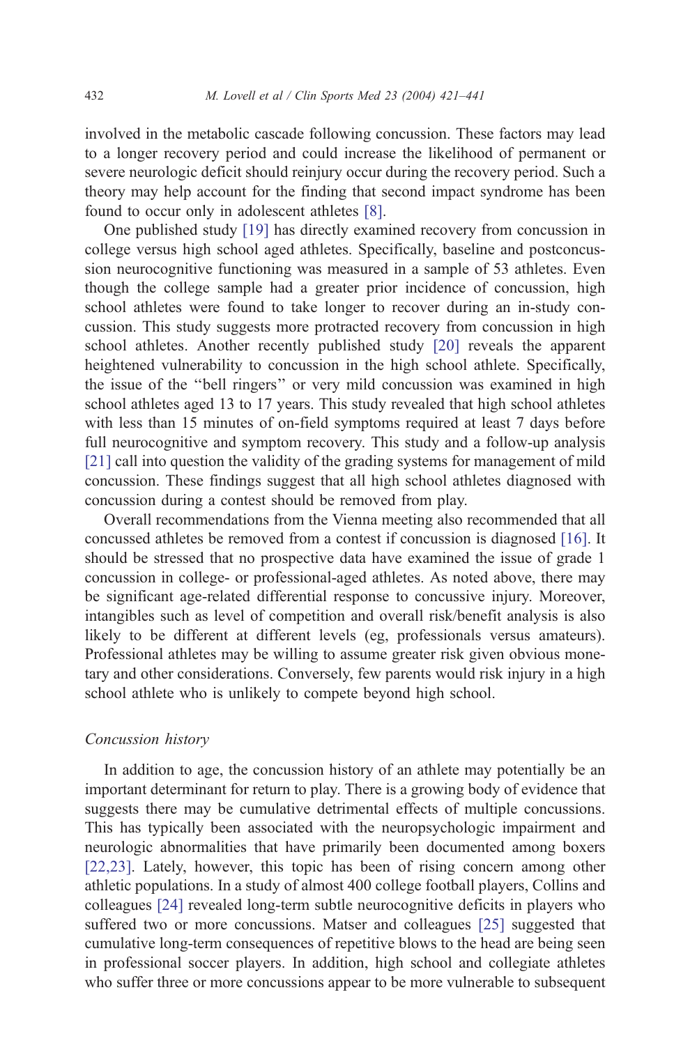involved in the metabolic cascade following concussion. These factors may lead to a longer recovery period and could increase the likelihood of permanent or severe neurologic deficit should reinjury occur during the recovery period. Such a theory may help account for the finding that second impact syndrome has been found to occur only in adolescent athletes [8].

One published study [19] has directly examined recovery from concussion in college versus high school aged athletes. Specifically, baseline and postconcussion neurocognitive functioning was measured in a sample of 53 athletes. Even though the college sample had a greater prior incidence of concussion, high school athletes were found to take longer to recover during an in-study concussion. This study suggests more protracted recovery from concussion in high school athletes. Another recently published study [20] reveals the apparent heightened vulnerability to concussion in the high school athlete. Specifically, the issue of the "bell ringers" or very mild concussion was examined in high school athletes aged 13 to 17 years. This study revealed that high school athletes with less than 15 minutes of on-field symptoms required at least 7 days before full neurocognitive and symptom recovery. This study and a follow-up analysis [21] call into question the validity of the grading systems for management of mild concussion. These findings suggest that all high school athletes diagnosed with concussion during a contest should be removed from play.

Overall recommendations from the Vienna meeting also recommended that all concussed athletes be removed from a contest if concussion is diagnosed [16]. It should be stressed that no prospective data have examined the issue of grade 1 concussion in college- or professional-aged athletes. As noted above, there may be significant age-related differential response to concussive injury. Moreover, intangibles such as level of competition and overall risk/benefit analysis is also likely to be different at different levels (eg, professionals versus amateurs). Professional athletes may be willing to assume greater risk given obvious monetary and other considerations. Conversely, few parents would risk injury in a high school athlete who is unlikely to compete beyond high school.

### *Concussion history*

In addition to age, the concussion history of an athlete may potentially be an important determinant for return to play. There is a growing body of evidence that suggests there may be cumulative detrimental effects of multiple concussions. This has typically been associated with the neuropsychologic impairment and neurologic abnormalities that have primarily been documented among boxers [22,23]. Lately, however, this topic has been of rising concern among other athletic populations. In a study of almost 400 college football players, Collins and colleagues [24] revealed long-term subtle neurocognitive deficits in players who suffered two or more concussions. Matser and colleagues [25] suggested that cumulative long-term consequences of repetitive blows to the head are being seen in professional soccer players. In addition, high school and collegiate athletes who suffer three or more concussions appear to be more vulnerable to subsequent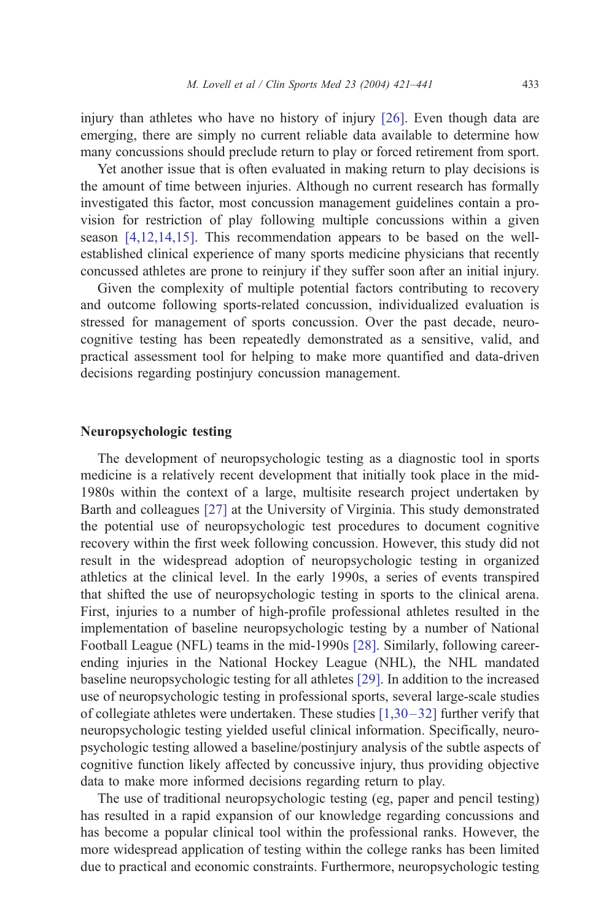injury than athletes who have no history of injury [26]. Even though data are emerging, there are simply no current reliable data available to determine how many concussions should preclude return to play or forced retirement from sport.

Yet another issue that is often evaluated in making return to play decisions is the amount of time between injuries. Although no current research has formally investigated this factor, most concussion management guidelines contain a provision for restriction of play following multiple concussions within a given season [4,12,14,15]. This recommendation appears to be based on the well-established clinical experience of many sports medicine physicians that recently concussed athletes are prone to reinjury if they suffer soon after an initial injury.

Given the complexity of multiple potential factors contributing to recovery and outcome following sports-related concussion, individualized evaluation is stressed for management of sports concussion. Over the past decade, neurocognitive testing has been repeatedly demonstrated as a sensitive, valid, and practical assessment tool for helping to make more quantified and data-driven decisions regarding postinjury concussion management.

## Neuropsychologic testing

The development of neuropsychologic testing as a diagnostic tool in sports medicine is a relatively recent development that initially took place in the mid-1980s within the context of a large, multisite research project undertaken by Barth and colleagues [27] at the University of Virginia. This study demonstrated the potential use of neuropsychologic test procedures to document cognitive recovery within the first week following concussion. However, this study did not result in the widespread adoption of neuropsychologic testing in organized athletics at the clinical level. In the early 1990s, a series of events transpired that shifted the use of neuropsychologic testing in sports to the clinical arena. First, injuries to a number of high-profile professional athletes resulted in the implementation of baseline neuropsychologic testing by a number of National Football League (NFL) teams in the mid-1990s [28]. Similarly, following career-ending injuries in the National Hockey League (NHL), the NHL mandated baseline neuropsychologic testing for all athletes [29]. In addition to the increased use of neuropsychologic testing in professional sports, several large-scale studies of collegiate athletes were undertaken. These studies [1,30–32] further verify that neuropsychologic testing yielded useful clinical information. Specifically, neuropsychologic testing allowed a baseline/postinjury analysis of the subtle aspects of cognitive function likely affected by concussive injury, thus providing objective data to make more informed decisions regarding return to play.

The use of traditional neuropsychologic testing (eg, paper and pencil testing) has resulted in a rapid expansion of our knowledge regarding concussions and has become a popular clinical tool within the professional ranks. However, the more widespread application of testing within the college ranks has been limited due to practical and economic constraints. Furthermore, neuropsychologic testing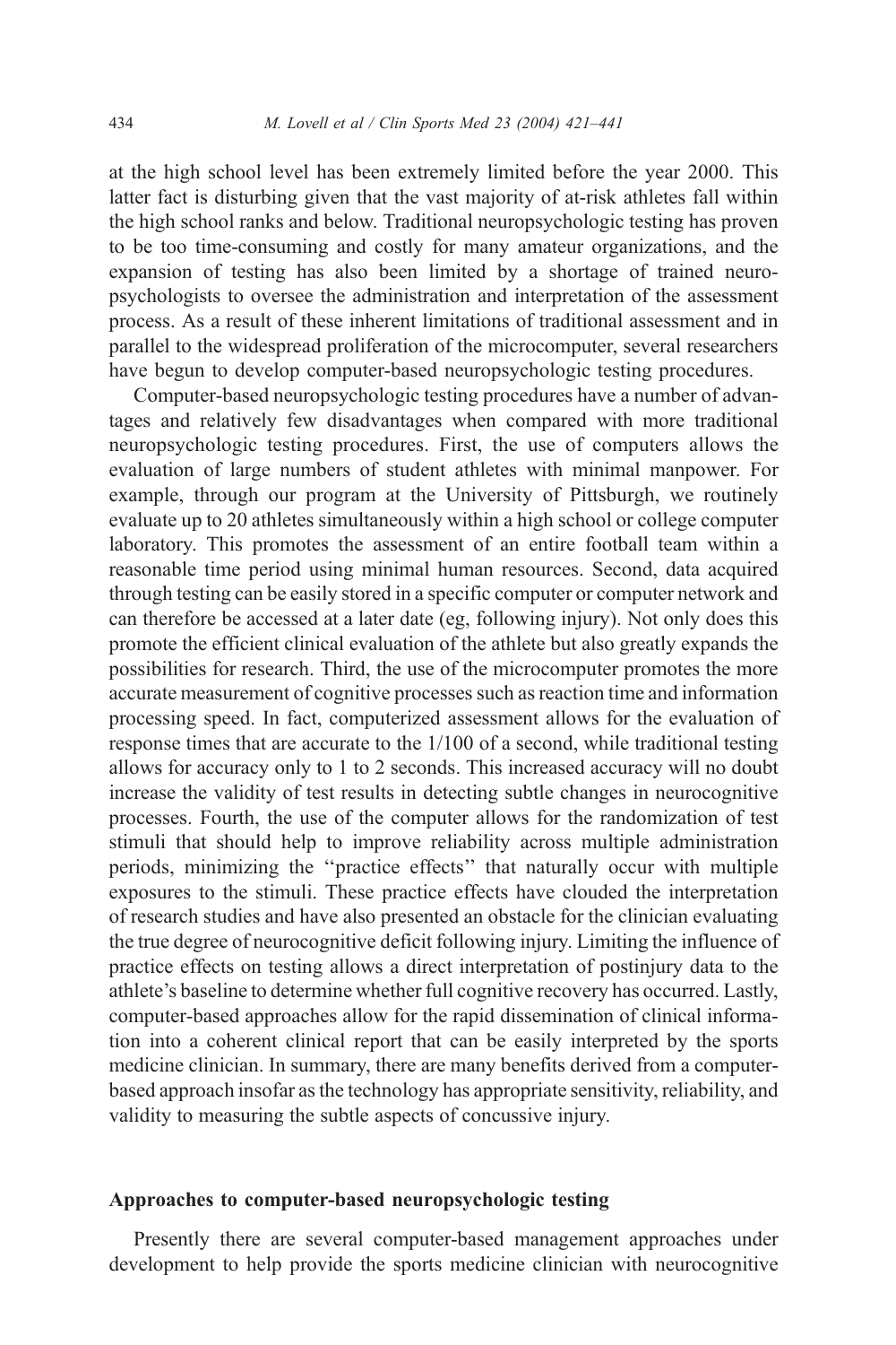at the high school level has been extremely limited before the year 2000. This latter fact is disturbing given that the vast majority of at-risk athletes fall within the high school ranks and below. Traditional neuropsychologic testing has proven to be too time-consuming and costly for many amateur organizations, and the expansion of testing has also been limited by a shortage of trained neuropsychologists to oversee the administration and interpretation of the assessment process. As a result of these inherent limitations of traditional assessment and in parallel to the widespread proliferation of the microcomputer, several researchers have begun to develop computer-based neuropsychologic testing procedures.

Computer-based neuropsychologic testing procedures have a number of advantages and relatively few disadvantages when compared with more traditional neuropsychologic testing procedures. First, the use of computers allows the evaluation of large numbers of student athletes with minimal manpower. For example, through our program at the University of Pittsburgh, we routinely evaluate up to 20 athletes simultaneously within a high school or college computer laboratory. This promotes the assessment of an entire football team within a reasonable time period using minimal human resources. Second, data acquired through testing can be easily stored in a specific computer or computer network and can therefore be accessed at a later date (eg, following injury). Not only does this promote the efficient clinical evaluation of the athlete but also greatly expands the possibilities for research. Third, the use of the microcomputer promotes the more accurate measurement of cognitive processes such as reaction time and information processing speed. In fact, computerized assessment allows for the evaluation of response times that are accurate to the 1/100 of a second, while traditional testing allows for accuracy only to 1 to 2 seconds. This increased accuracy will no doubt increase the validity of test results in detecting subtle changes in neurocognitive processes. Fourth, the use of the computer allows for the randomization of test stimuli that should help to improve reliability across multiple administration periods, minimizing the "practice effects" that naturally occur with multiple exposures to the stimuli. These practice effects have clouded the interpretation of research studies and have also presented an obstacle for the clinician evaluating the true degree of neurocognitive deficit following injury. Limiting the influence of practice effects on testing allows a direct interpretation of postinjury data to the athlete's baseline to determine whether full cognitive recovery has occurred. Lastly, computer-based approaches allow for the rapid dissemination of clinical information into a coherent clinical report that can be easily interpreted by the sports medicine clinician. In summary, there are many benefits derived from a computer-based approach insofar as the technology has appropriate sensitivity, reliability, and validity to measuring the subtle aspects of concussive injury.

## Approaches to computer-based neuropsychologic testing

Presently there are several computer-based management approaches under development to help provide the sports medicine clinician with neurocognitive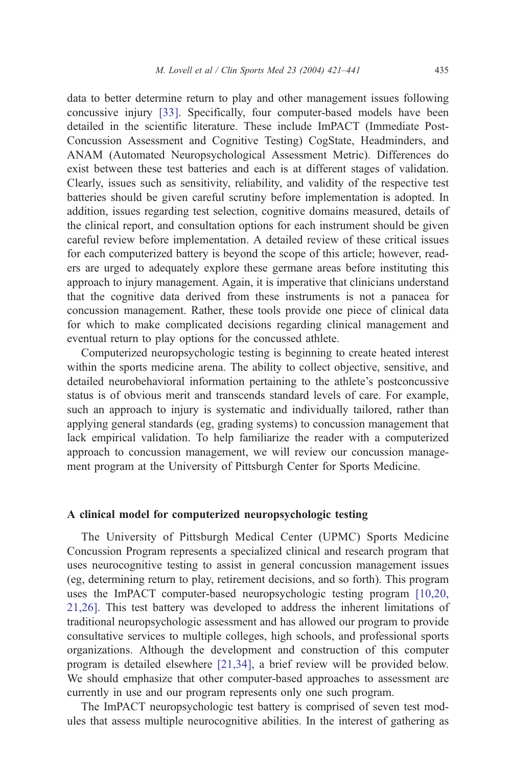data to better determine return to play and other management issues following concussive injury [33]. Specifically, four computer-based models have been detailed in the scientific literature. These include ImPACT (Immediate Post-Concussion Assessment and Cognitive Testing) CogState, Headminders, and ANAM (Automated Neuropsychological Assessment Metric). Differences do exist between these test batteries and each is at different stages of validation. Clearly, issues such as sensitivity, reliability, and validity of the respective test batteries should be given careful scrutiny before implementation is adopted. In addition, issues regarding test selection, cognitive domains measured, details of the clinical report, and consultation options for each instrument should be given careful review before implementation. A detailed review of these critical issues for each computerized battery is beyond the scope of this article; however, readers are urged to adequately explore these germane areas before instituting this approach to injury management. Again, it is imperative that clinicians understand that the cognitive data derived from these instruments is not a panacea for concussion management. Rather, these tools provide one piece of clinical data for which to make complicated decisions regarding clinical management and eventual return to play options for the concussed athlete.

Computerized neuropsychologic testing is beginning to create heated interest within the sports medicine arena. The ability to collect objective, sensitive, and detailed neurobehavioral information pertaining to the athlete's postconcussive status is of obvious merit and transcends standard levels of care. For example, such an approach to injury is systematic and individually tailored, rather than applying general standards (eg, grading systems) to concussion management that lack empirical validation. To help familiarize the reader with a computerized approach to concussion management, we will review our concussion management program at the University of Pittsburgh Center for Sports Medicine.

## A clinical model for computerized neuropsychologic testing

The University of Pittsburgh Medical Center (UPMC) Sports Medicine Concussion Program represents a specialized clinical and research program that uses neurocognitive testing to assist in general concussion management issues (eg, determining return to play, retirement decisions, and so forth). This program uses the ImPACT computer-based neuropsychologic testing program [10,20,21,26]. This test battery was developed to address the inherent limitations of traditional neuropsychologic assessment and has allowed our program to provide consultative services to multiple colleges, high schools, and professional sports organizations. Although the development and construction of this computer program is detailed elsewhere [21,34], a brief review will be provided below. We should emphasize that other computer-based approaches to assessment are currently in use and our program represents only one such program.

The ImPACT neuropsychologic test battery is comprised of seven test modules that assess multiple neurocognitive abilities. In the interest of gathering as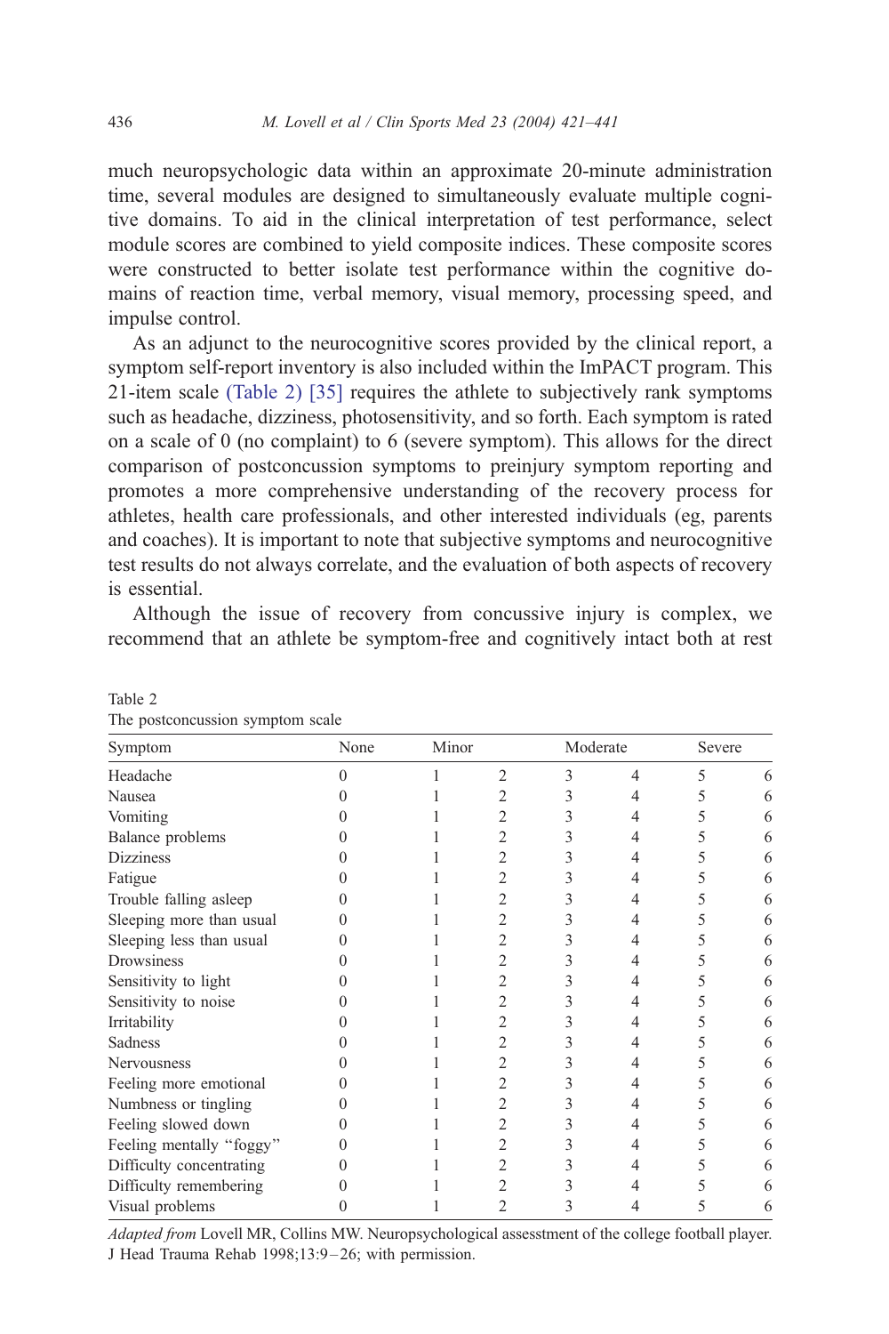much neuropsychologic data within an approximate 20-minute administration time, several modules are designed to simultaneously evaluate multiple cognitive domains. To aid in the clinical interpretation of test performance, select module scores are combined to yield composite indices. These composite scores were constructed to better isolate test performance within the cognitive domains of reaction time, verbal memory, visual memory, processing speed, and impulse control.

As an adjunct to the neurocognitive scores provided by the clinical report, a symptom self-report inventory is also included within the ImPACT program. This 21-item scale (Table 2) [35] requires the athlete to subjectively rank symptoms such as headache, dizziness, photosensitivity, and so forth. Each symptom is rated on a scale of 0 (no complaint) to 6 (severe symptom). This allows for the direct comparison of postconcussion symptoms to preinjury symptom reporting and promotes a more comprehensive understanding of the recovery process for athletes, health care professionals, and other interested individuals (eg, parents and coaches). It is important to note that subjective symptoms and neurocognitive test results do not always correlate, and the evaluation of both aspects of recovery is essential.

Although the issue of recovery from concussive injury is complex, we recommend that an athlete be symptom-free and cognitively intact both at rest

Table 2
The postconcussion symptom scale

| Symptom | None | Minor | | Moderate | | Severe | |
|---|---|---|---|---|---|---|---|
| Headache | 0 | 1 | 2 | 3 | 4 | 5 | 6 |
| Nausea | 0 | 1 | 2 | 3 | 4 | 5 | 6 |
| Vomiting | 0 | 1 | 2 | 3 | 4 | 5 | 6 |
| Balance problems | 0 | 1 | 2 | 3 | 4 | 5 | 6 |
| Dizziness | 0 | 1 | 2 | 3 | 4 | 5 | 6 |
| Fatigue | 0 | 1 | 2 | 3 | 4 | 5 | 6 |
| Trouble falling asleep | 0 | 1 | 2 | 3 | 4 | 5 | 6 |
| Sleeping more than usual | 0 | 1 | 2 | 3 | 4 | 5 | 6 |
| Sleeping less than usual | 0 | 1 | 2 | 3 | 4 | 5 | 6 |
| Drowsiness | 0 | 1 | 2 | 3 | 4 | 5 | 6 |
| Sensitivity to light | 0 | 1 | 2 | 3 | 4 | 5 | 6 |
| Sensitivity to noise | 0 | 1 | 2 | 3 | 4 | 5 | 6 |
| Irritability | 0 | 1 | 2 | 3 | 4 | 5 | 6 |
| Sadness | 0 | 1 | 2 | 3 | 4 | 5 | 6 |
| Nervousness | 0 | 1 | 2 | 3 | 4 | 5 | 6 |
| Feeling more emotional | 0 | 1 | 2 | 3 | 4 | 5 | 6 |
| Numbness or tingling | 0 | 1 | 2 | 3 | 4 | 5 | 6 |
| Feeling slowed down | 0 | 1 | 2 | 3 | 4 | 5 | 6 |
| Feeling mentally "foggy" | 0 | 1 | 2 | 3 | 4 | 5 | 6 |
| Difficulty concentrating | 0 | 1 | 2 | 3 | 4 | 5 | 6 |
| Difficulty remembering | 0 | 1 | 2 | 3 | 4 | 5 | 6 |
| Visual problems | 0 | 1 | 2 | 3 | 4 | 5 | 6 |

*Adapted from* Lovell MR, Collins MW. Neuropsychological assesstment of the college football player. J Head Trauma Rehab 1998;13:9–26; with permission.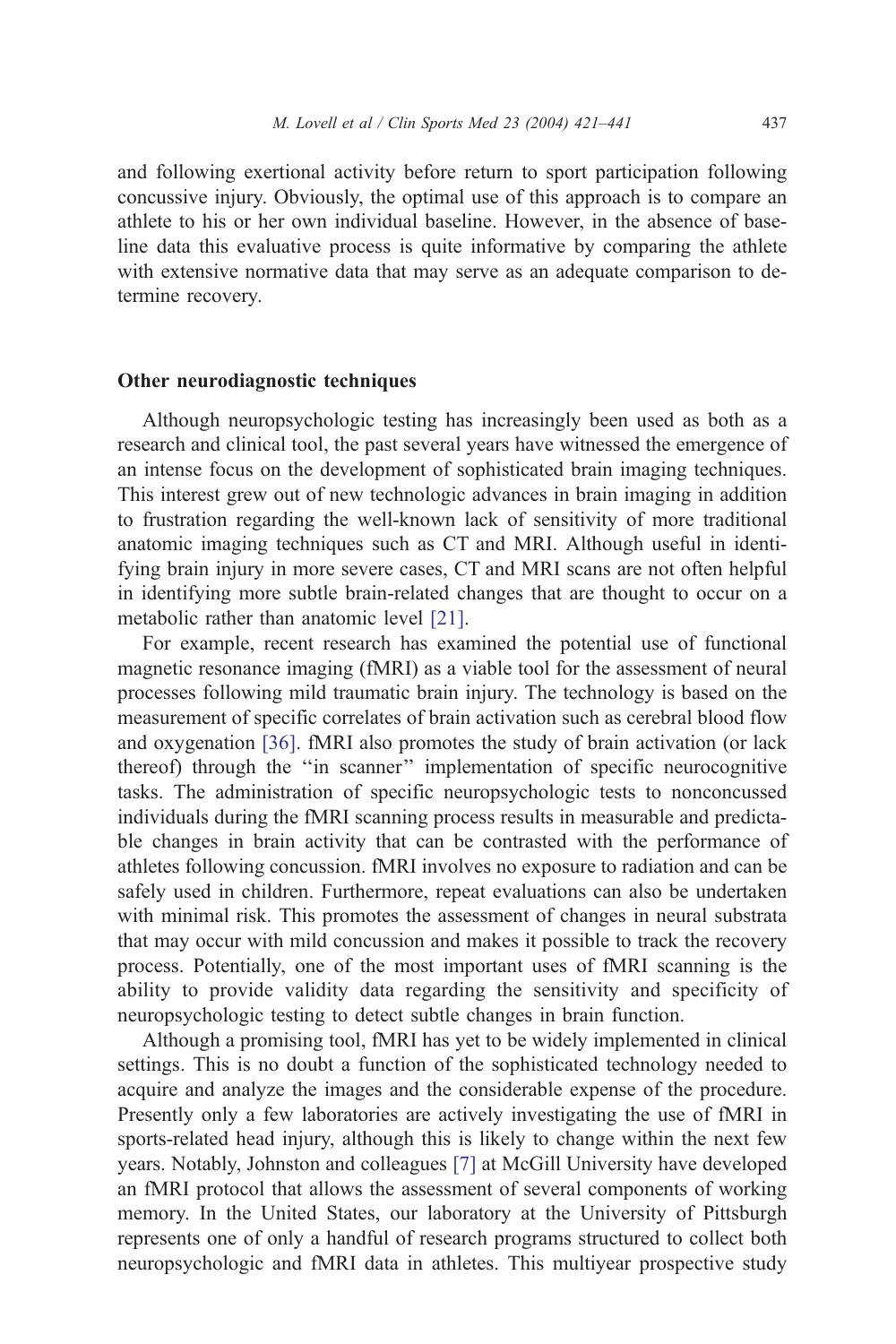and following exertional activity before return to sport participation following concussive injury. Obviously, the optimal use of this approach is to compare an athlete to his or her own individual baseline. However, in the absence of baseline data this evaluative process is quite informative by comparing the athlete with extensive normative data that may serve as an adequate comparison to determine recovery.

## Other neurodiagnostic techniques

Although neuropsychologic testing has increasingly been used as both as a research and clinical tool, the past several years have witnessed the emergence of an intense focus on the development of sophisticated brain imaging techniques. This interest grew out of new technologic advances in brain imaging in addition to frustration regarding the well-known lack of sensitivity of more traditional anatomic imaging techniques such as CT and MRI. Although useful in identifying brain injury in more severe cases, CT and MRI scans are not often helpful in identifying more subtle brain-related changes that are thought to occur on a metabolic rather than anatomic level [21].

For example, recent research has examined the potential use of functional magnetic resonance imaging (fMRI) as a viable tool for the assessment of neural processes following mild traumatic brain injury. The technology is based on the measurement of specific correlates of brain activation such as cerebral blood flow and oxygenation [36]. fMRI also promotes the study of brain activation (or lack thereof) through the "in scanner" implementation of specific neurocognitive tasks. The administration of specific neuropsychologic tests to nonconcussed individuals during the fMRI scanning process results in measurable and predictable changes in brain activity that can be contrasted with the performance of athletes following concussion. fMRI involves no exposure to radiation and can be safely used in children. Furthermore, repeat evaluations can also be undertaken with minimal risk. This promotes the assessment of changes in neural substrata that may occur with mild concussion and makes it possible to track the recovery process. Potentially, one of the most important uses of fMRI scanning is the ability to provide validity data regarding the sensitivity and specificity of neuropsychologic testing to detect subtle changes in brain function.

Although a promising tool, fMRI has yet to be widely implemented in clinical settings. This is no doubt a function of the sophisticated technology needed to acquire and analyze the images and the considerable expense of the procedure. Presently only a few laboratories are actively investigating the use of fMRI in sports-related head injury, although this is likely to change within the next few years. Notably, Johnston and colleagues [7] at McGill University have developed an fMRI protocol that allows the assessment of several components of working memory. In the United States, our laboratory at the University of Pittsburgh represents one of only a handful of research programs structured to collect both neuropsychologic and fMRI data in athletes. This multiyear prospective study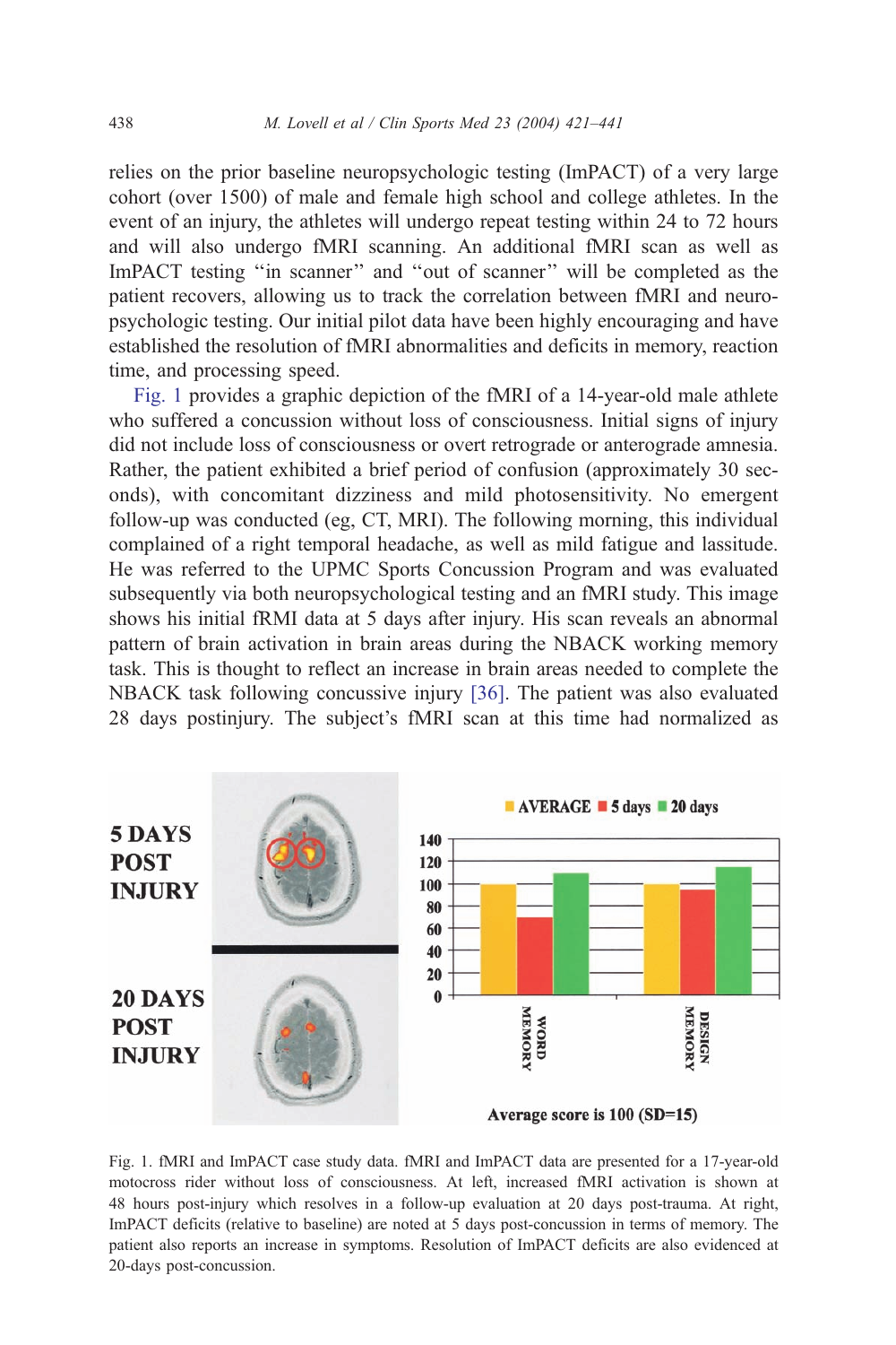relies on the prior baseline neuropsychologic testing (ImPACT) of a very large cohort (over 1500) of male and female high school and college athletes. In the event of an injury, the athletes will undergo repeat testing within 24 to 72 hours and will also undergo fMRI scanning. An additional fMRI scan as well as ImPACT testing "in scanner" and "out of scanner" will be completed as the patient recovers, allowing us to track the correlation between fMRI and neuropsychologic testing. Our initial pilot data have been highly encouraging and have established the resolution of fMRI abnormalities and deficits in memory, reaction time, and processing speed.

Fig. 1 provides a graphic depiction of the fMRI of a 14-year-old male athlete who suffered a concussion without loss of consciousness. Initial signs of injury did not include loss of consciousness or overt retrograde or anterograde amnesia. Rather, the patient exhibited a brief period of confusion (approximately 30 seconds), with concomitant dizziness and mild photosensitivity. No emergent follow-up was conducted (eg, CT, MRI). The following morning, this individual complained of a right temporal headache, as well as mild fatigue and lassitude. He was referred to the UPMC Sports Concussion Program and was evaluated subsequently via both neuropsychological testing and an fMRI study. This image shows his initial fRMI data at 5 days after injury. His scan reveals an abnormal pattern of brain activation in brain areas during the NBACK working memory task. This is thought to reflect an increase in brain areas needed to complete the NBACK task following concussive injury [36]. The patient was also evaluated 28 days postinjury. The subject's fMRI scan at this time had normalized as

Fig. 1. fMRI and ImPACT case study data. fMRI and ImPACT data are presented for a 17-year-old motocross rider without loss of consciousness. At left, increased fMRI activation is shown at 48 hours post-injury which resolves in a follow-up evaluation at 20 days post-trauma. At right, ImPACT deficits (relative to baseline) are noted at 5 days post-concussion in terms of memory. The patient also reports an increase in symptoms. Resolution of ImPACT deficits are also evidenced at 20-days post-concussion.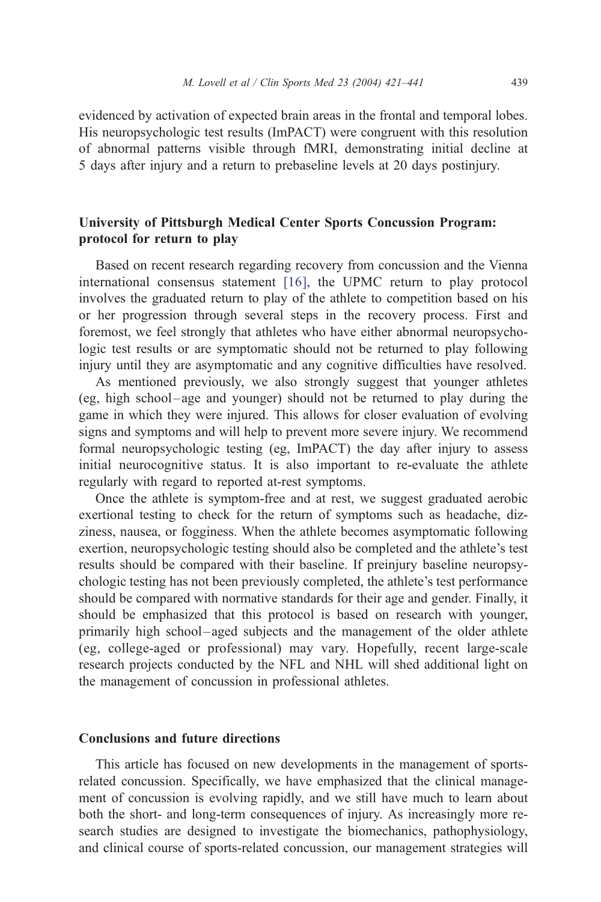evidenced by activation of expected brain areas in the frontal and temporal lobes. His neuropsychologic test results (ImPACT) were congruent with this resolution of abnormal patterns visible through fMRI, demonstrating initial decline at 5 days after injury and a return to prebaseline levels at 20 days postinjury.

## University of Pittsburgh Medical Center Sports Concussion Program: protocol for return to play

Based on recent research regarding recovery from concussion and the Vienna international consensus statement [16], the UPMC return to play protocol involves the graduated return to play of the athlete to competition based on his or her progression through several steps in the recovery process. First and foremost, we feel strongly that athletes who have either abnormal neuropsychologic test results or are symptomatic should not be returned to play following injury until they are asymptomatic and any cognitive difficulties have resolved.

As mentioned previously, we also strongly suggest that younger athletes (eg, high school–age and younger) should not be returned to play during the game in which they were injured. This allows for closer evaluation of evolving signs and symptoms and will help to prevent more severe injury. We recommend formal neuropsychologic testing (eg, ImPACT) the day after injury to assess initial neurocognitive status. It is also important to re-evaluate the athlete regularly with regard to reported at-rest symptoms.

Once the athlete is symptom-free and at rest, we suggest graduated aerobic exertional testing to check for the return of symptoms such as headache, dizziness, nausea, or fogginess. When the athlete becomes asymptomatic following exertion, neuropsychologic testing should also be completed and the athlete's test results should be compared with their baseline. If preinjury baseline neuropsychologic testing has not been previously completed, the athlete's test performance should be compared with normative standards for their age and gender. Finally, it should be emphasized that this protocol is based on research with younger, primarily high school–aged subjects and the management of the older athlete (eg, college-aged or professional) may vary. Hopefully, recent large-scale research projects conducted by the NFL and NHL will shed additional light on the management of concussion in professional athletes.

## Conclusions and future directions

This article has focused on new developments in the management of sports-related concussion. Specifically, we have emphasized that the clinical management of concussion is evolving rapidly, and we still have much to learn about both the short- and long-term consequences of injury. As increasingly more research studies are designed to investigate the biomechanics, pathophysiology, and clinical course of sports-related concussion, our management strategies will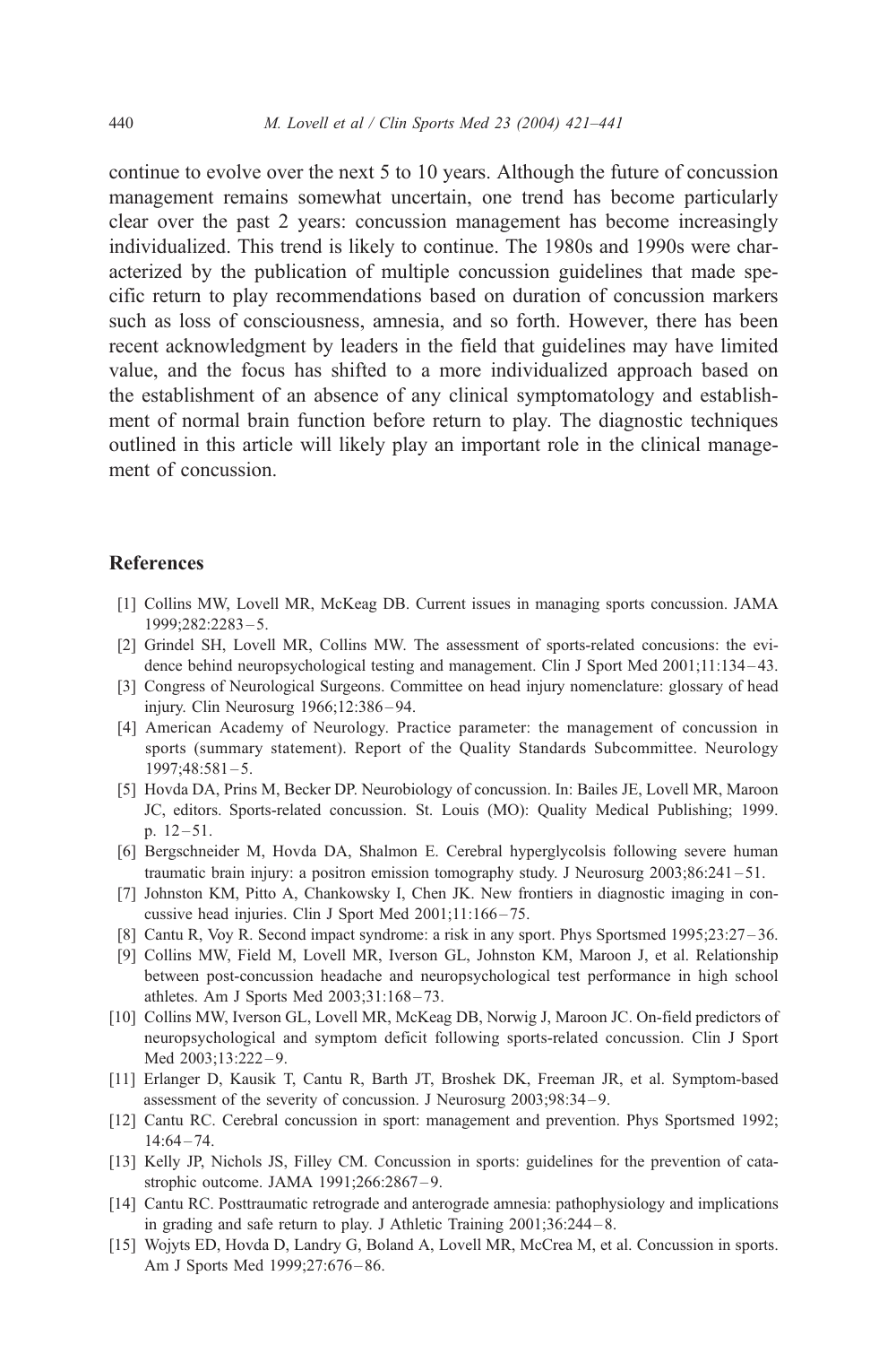continue to evolve over the next 5 to 10 years. Although the future of concussion management remains somewhat uncertain, one trend has become particularly clear over the past 2 years: concussion management has become increasingly individualized. This trend is likely to continue. The 1980s and 1990s were characterized by the publication of multiple concussion guidelines that made specific return to play recommendations based on duration of concussion markers such as loss of consciousness, amnesia, and so forth. However, there has been recent acknowledgment by leaders in the field that guidelines may have limited value, and the focus has shifted to a more individualized approach based on the establishment of an absence of any clinical symptomatology and establishment of normal brain function before return to play. The diagnostic techniques outlined in this article will likely play an important role in the clinical management of concussion.

## References

[1] Collins MW, Lovell MR, McKeag DB. Current issues in managing sports concussion. JAMA 1999;282:2283–5.

[2] Grindel SH, Lovell MR, Collins MW. The assessment of sports-related concusions: the evidence behind neuropsychological testing and management. Clin J Sport Med 2001;11:134–43.

[3] Congress of Neurological Surgeons. Committee on head injury nomenclature: glossary of head injury. Clin Neurosurg 1966;12:386–94.

[4] American Academy of Neurology. Practice parameter: the management of concussion in sports (summary statement). Report of the Quality Standards Subcommittee. Neurology 1997;48:581–5.

[5] Hovda DA, Prins M, Becker DP. Neurobiology of concussion. In: Bailes JE, Lovell MR, Maroon JC, editors. Sports-related concussion. St. Louis (MO): Quality Medical Publishing; 1999. p. 12–51.

[6] Bergschneider M, Hovda DA, Shalmon E. Cerebral hyperglycolsis following severe human traumatic brain injury: a positron emission tomography study. J Neurosurg 2003;86:241–51.

[7] Johnston KM, Pitto A, Chankowsky I, Chen JK. New frontiers in diagnostic imaging in concussive head injuries. Clin J Sport Med 2001;11:166–75.

[8] Cantu R, Voy R. Second impact syndrome: a risk in any sport. Phys Sportsmed 1995;23:27–36.

[9] Collins MW, Field M, Lovell MR, Iverson GL, Johnston KM, Maroon J, et al. Relationship between post-concussion headache and neuropsychological test performance in high school athletes. Am J Sports Med 2003;31:168–73.

[10] Collins MW, Iverson GL, Lovell MR, McKeag DB, Norwig J, Maroon JC. On-field predictors of neuropsychological and symptom deficit following sports-related concussion. Clin J Sport Med 2003;13:222–9.

[11] Erlanger D, Kausik T, Cantu R, Barth JT, Broshek DK, Freeman JR, et al. Symptom-based assessment of the severity of concussion. J Neurosurg 2003;98:34–9.

[12] Cantu RC. Cerebral concussion in sport: management and prevention. Phys Sportsmed 1992; 14:64–74.

[13] Kelly JP, Nichols JS, Filley CM. Concussion in sports: guidelines for the prevention of catastrophic outcome. JAMA 1991;266:2867–9.

[14] Cantu RC. Posttraumatic retrograde and anterograde amnesia: pathophysiology and implications in grading and safe return to play. J Athletic Training 2001;36:244–8.

[15] Wojyts ED, Hovda D, Landry G, Boland A, Lovell MR, McCrea M, et al. Concussion in sports. Am J Sports Med 1999;27:676–86.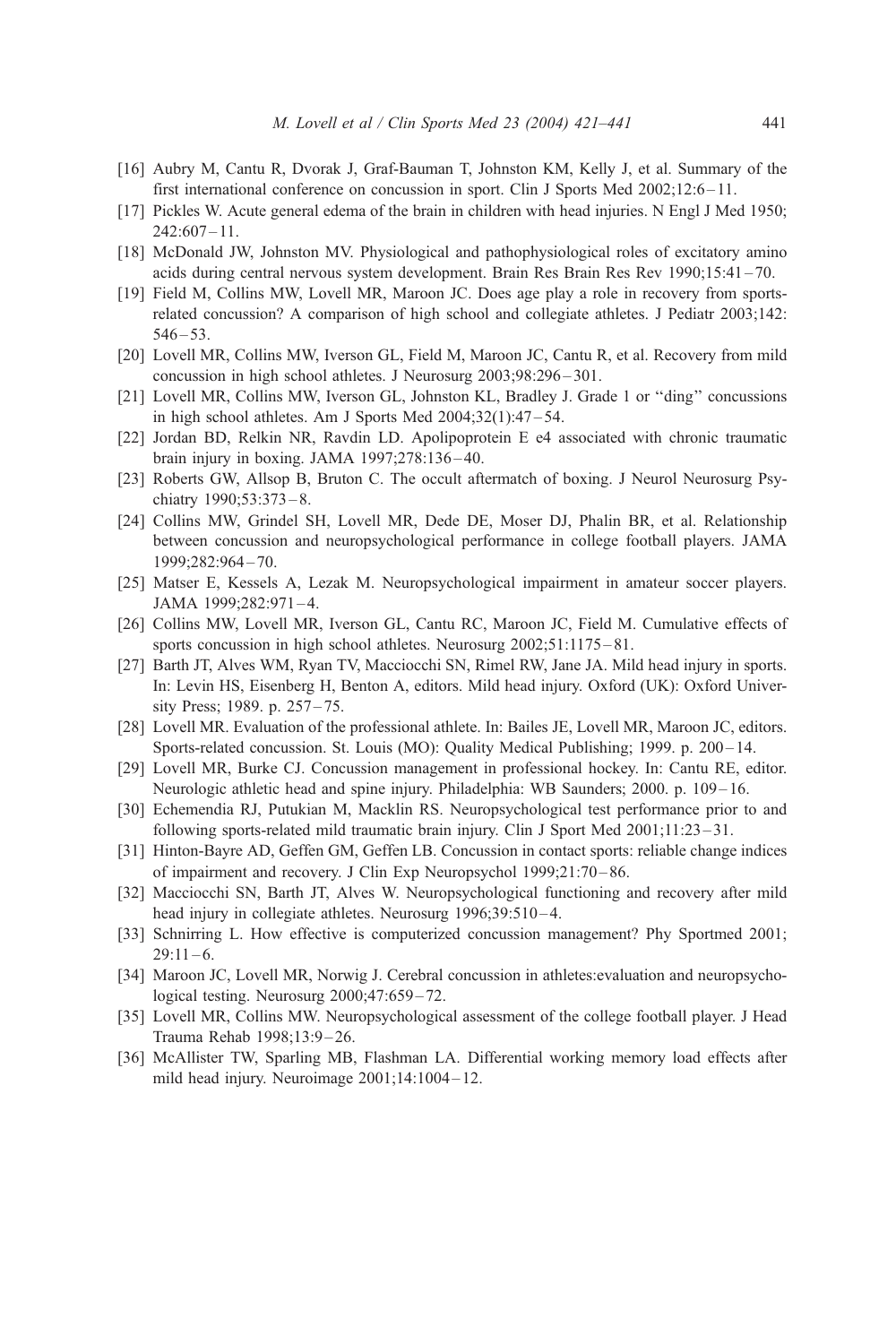[16] Aubry M, Cantu R, Dvorak J, Graf-Bauman T, Johnston KM, Kelly J, et al. Summary of the first international conference on concussion in sport. Clin J Sports Med 2002;12:6–11.

[17] Pickles W. Acute general edema of the brain in children with head injuries. N Engl J Med 1950; 242:607–11.

[18] McDonald JW, Johnston MV. Physiological and pathophysiological roles of excitatory amino acids during central nervous system development. Brain Res Brain Res Rev 1990;15:41–70.

[19] Field M, Collins MW, Lovell MR, Maroon JC. Does age play a role in recovery from sports-related concussion? A comparison of high school and collegiate athletes. J Pediatr 2003;142: 546–53.

[20] Lovell MR, Collins MW, Iverson GL, Field M, Maroon JC, Cantu R, et al. Recovery from mild concussion in high school athletes. J Neurosurg 2003;98:296–301.

[21] Lovell MR, Collins MW, Iverson GL, Johnston KL, Bradley J. Grade 1 or ''ding'' concussions in high school athletes. Am J Sports Med 2004;32(1):47–54.

[22] Jordan BD, Relkin NR, Ravdin LD. Apolipoprotein E e4 associated with chronic traumatic brain injury in boxing. JAMA 1997;278:136–40.

[23] Roberts GW, Allsop B, Bruton C. The occult aftermatch of boxing. J Neurol Neurosurg Psychiatry 1990;53:373–8.

[24] Collins MW, Grindel SH, Lovell MR, Dede DE, Moser DJ, Phalin BR, et al. Relationship between concussion and neuropsychological performance in college football players. JAMA 1999;282:964–70.

[25] Matser E, Kessels A, Lezak M. Neuropsychological impairment in amateur soccer players. JAMA 1999;282:971–4.

[26] Collins MW, Lovell MR, Iverson GL, Cantu RC, Maroon JC, Field M. Cumulative effects of sports concussion in high school athletes. Neurosurg 2002;51:1175–81.

[27] Barth JT, Alves WM, Ryan TV, Macciocchi SN, Rimel RW, Jane JA. Mild head injury in sports. In: Levin HS, Eisenberg H, Benton A, editors. Mild head injury. Oxford (UK): Oxford University Press; 1989. p. 257–75.

[28] Lovell MR. Evaluation of the professional athlete. In: Bailes JE, Lovell MR, Maroon JC, editors. Sports-related concussion. St. Louis (MO): Quality Medical Publishing; 1999. p. 200–14.

[29] Lovell MR, Burke CJ. Concussion management in professional hockey. In: Cantu RE, editor. Neurologic athletic head and spine injury. Philadelphia: WB Saunders; 2000. p. 109–16.

[30] Echemendia RJ, Putukian M, Macklin RS. Neuropsychological test performance prior to and following sports-related mild traumatic brain injury. Clin J Sport Med 2001;11:23–31.

[31] Hinton-Bayre AD, Geffen GM, Geffen LB. Concussion in contact sports: reliable change indices of impairment and recovery. J Clin Exp Neuropsychol 1999;21:70–86.

[32] Macciocchi SN, Barth JT, Alves W. Neuropsychological functioning and recovery after mild head injury in collegiate athletes. Neurosurg 1996;39:510–4.

[33] Schnirring L. How effective is computerized concussion management? Phy Sportmed 2001; 29:11–6.

[34] Maroon JC, Lovell MR, Norwig J. Cerebral concussion in athletes:evaluation and neuropsychological testing. Neurosurg 2000;47:659–72.

[35] Lovell MR, Collins MW. Neuropsychological assessment of the college football player. J Head Trauma Rehab 1998;13:9–26.

[36] McAllister TW, Sparling MB, Flashman LA. Differential working memory load effects after mild head injury. Neuroimage 2001;14:1004–12.